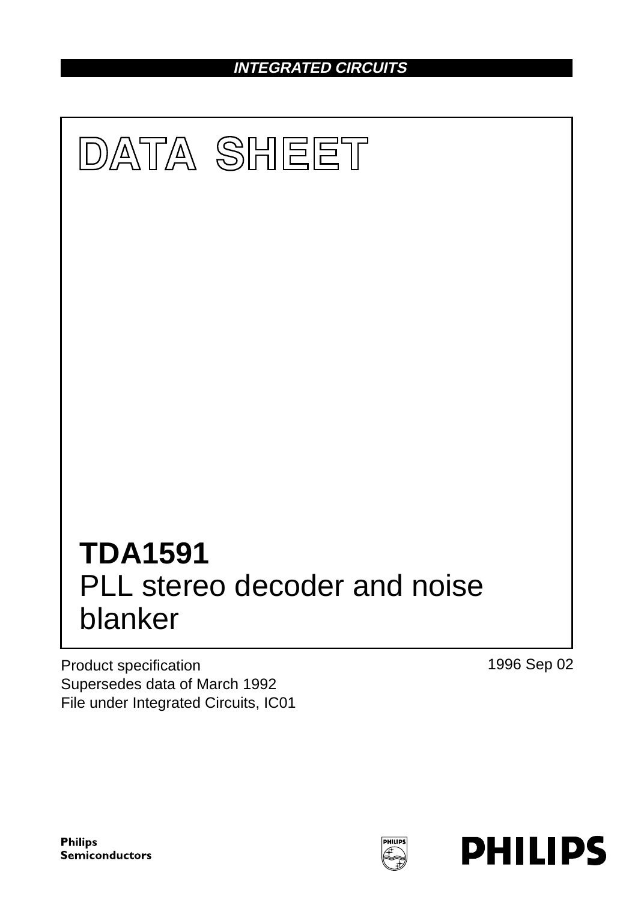INTEGRATED CIRCUITS

# DATA SHEET

# TDA1591
PLL stereo decoder and noise blanker

Product specification
Supersedes data of March 1992
File under Integrated Circuits, IC01

1996 Sep 02

Philips Semiconductors

PHILIPS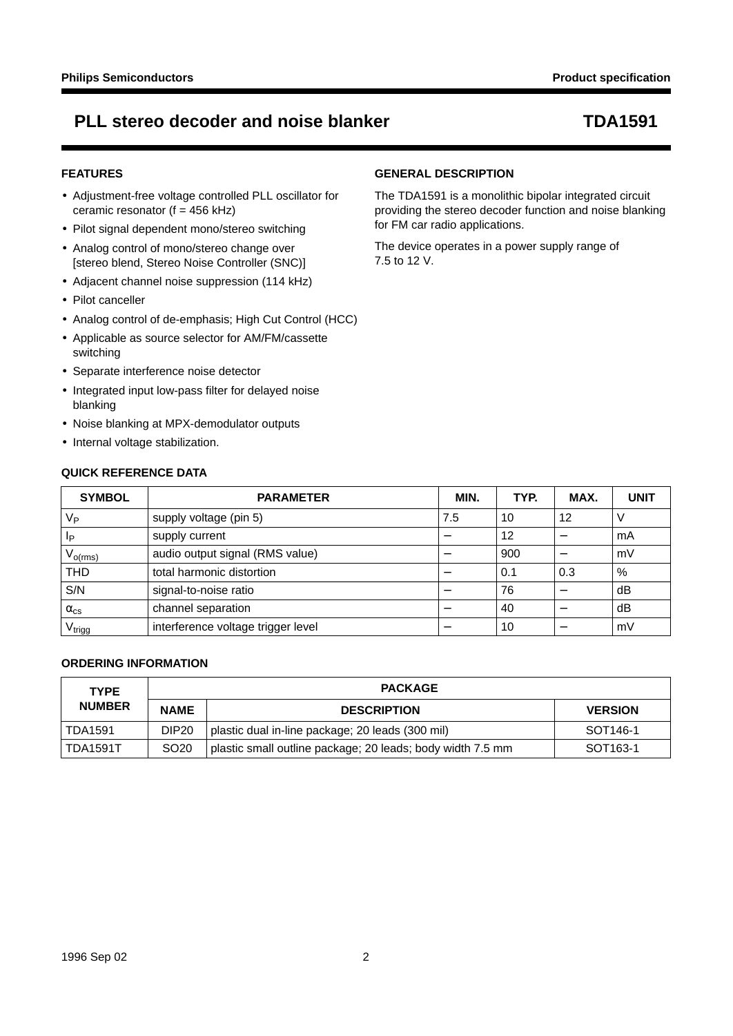# PLL stereo decoder and noise blanker — TDA1591

## FEATURES

- Adjustment-free voltage controlled PLL oscillator for ceramic resonator (f = 456 kHz)
- Pilot signal dependent mono/stereo switching
- Analog control of mono/stereo change over [stereo blend, Stereo Noise Controller (SNC)]
- Adjacent channel noise suppression (114 kHz)
- Pilot canceller
- Analog control of de-emphasis; High Cut Control (HCC)
- Applicable as source selector for AM/FM/cassette switching
- Separate interference noise detector
- Integrated input low-pass filter for delayed noise blanking
- Noise blanking at MPX-demodulator outputs
- Internal voltage stabilization.

## GENERAL DESCRIPTION

The TDA1591 is a monolithic bipolar integrated circuit providing the stereo decoder function and noise blanking for FM car radio applications.

The device operates in a power supply range of 7.5 to 12 V.

## QUICK REFERENCE DATA

| SYMBOL | PARAMETER | MIN. | TYP. | MAX. | UNIT |
|---|---|---|---|---|---|
| $V_P$ | supply voltage (pin 5) | 7.5 | 10 | 12 | V |
| $I_P$ | supply current | − | 12 | − | mA |
| $V_{o(rms)}$ | audio output signal (RMS value) | − | 900 | − | mV |
| THD | total harmonic distortion | − | 0.1 | 0.3 | % |
| S/N | signal-to-noise ratio | − | 76 | − | dB |
| $\alpha_{cs}$ | channel separation | − | 40 | − | dB |
| $V_{trigg}$ | interference voltage trigger level | − | 10 | − | mV |

## ORDERING INFORMATION

| TYPE NUMBER | PACKAGE | | |
|---|---|---|---|
| | NAME | DESCRIPTION | VERSION |
| TDA1591 | DIP20 | plastic dual in-line package; 20 leads (300 mil) | SOT146-1 |
| TDA1591T | SO20 | plastic small outline package; 20 leads; body width 7.5 mm | SOT163-1 |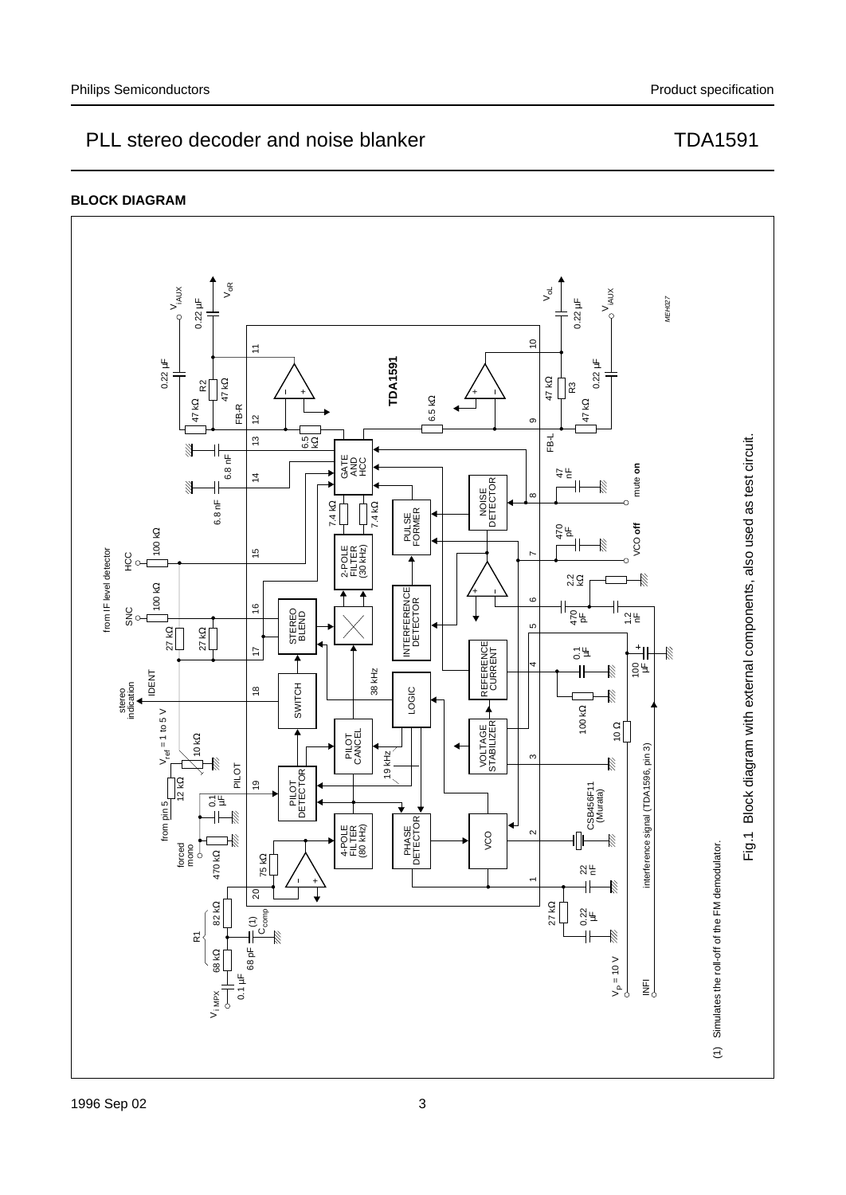## BLOCK DIAGRAM

(1) Simulates the roll-off of the FM demodulator.

Fig.1 Block diagram with external components, also used as test circuit.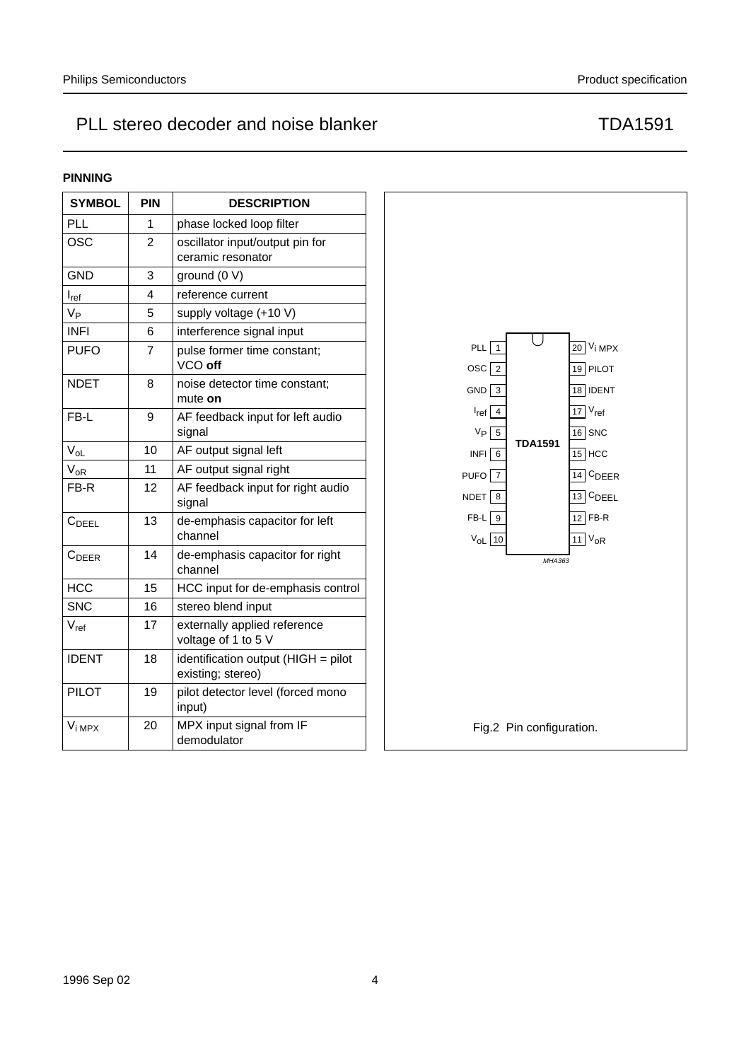## PINNING

| SYMBOL | PIN | DESCRIPTION |
|---|---|---|
| PLL | 1 | phase locked loop filter |
| OSC | 2 | oscillator input/output pin for ceramic resonator |
| GND | 3 | ground (0 V) |
| $I_{ref}$ | 4 | reference current |
| $V_P$ | 5 | supply voltage (+10 V) |
| INFI | 6 | interference signal input |
| PUFO | 7 | pulse former time constant; VCO **off** |
| NDET | 8 | noise detector time constant; mute **on** |
| FB-L | 9 | AF feedback input for left audio signal |
| $V_{oL}$ | 10 | AF output signal left |
| $V_{oR}$ | 11 | AF output signal right |
| FB-R | 12 | AF feedback input for right audio signal |
| $C_{DEEL}$ | 13 | de-emphasis capacitor for left channel |
| $C_{DEER}$ | 14 | de-emphasis capacitor for right channel |
| HCC | 15 | HCC input for de-emphasis control |
| SNC | 16 | stereo blend input |
| $V_{ref}$ | 17 | externally applied reference voltage of 1 to 5 V |
| IDENT | 18 | identification output (HIGH = pilot existing; stereo) |
| PILOT | 19 | pilot detector level (forced mono input) |
| $V_{i\,MPX}$ | 20 | MPX input signal from IF demodulator |

Fig.2 Pin configuration.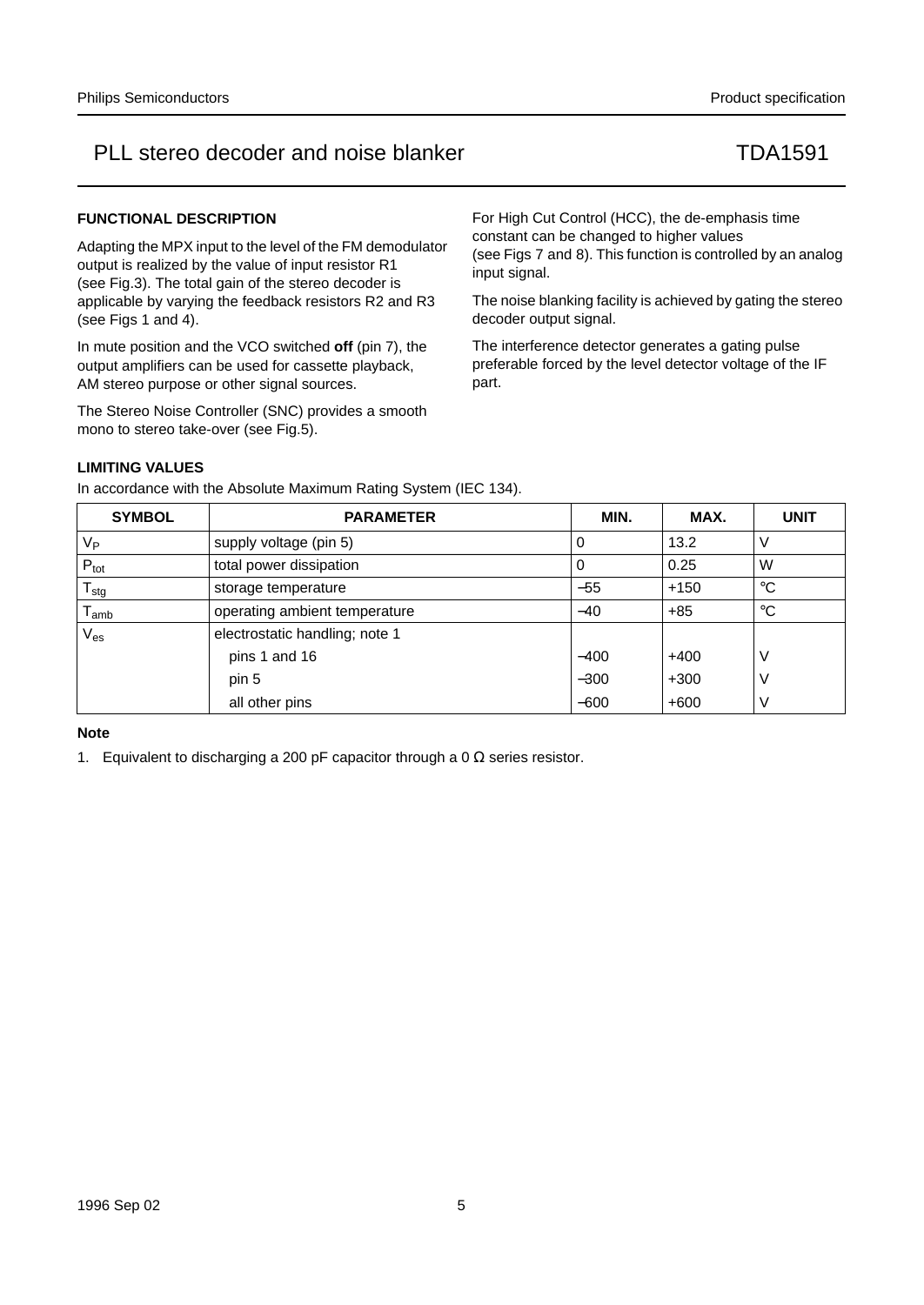## FUNCTIONAL DESCRIPTION

Adapting the MPX input to the level of the FM demodulator output is realized by the value of input resistor R1 (see Fig.3). The total gain of the stereo decoder is applicable by varying the feedback resistors R2 and R3 (see Figs 1 and 4).

In mute position and the VCO switched **off** (pin 7), the output amplifiers can be used for cassette playback, AM stereo purpose or other signal sources.

The Stereo Noise Controller (SNC) provides a smooth mono to stereo take-over (see Fig.5).

For High Cut Control (HCC), the de-emphasis time constant can be changed to higher values (see Figs 7 and 8). This function is controlled by an analog input signal.

The noise blanking facility is achieved by gating the stereo decoder output signal.

The interference detector generates a gating pulse preferable forced by the level detector voltage of the IF part.

## LIMITING VALUES

In accordance with the Absolute Maximum Rating System (IEC 134).

| SYMBOL | PARAMETER | MIN. | MAX. | UNIT |
|---|---|---|---|---|
| $V_P$ | supply voltage (pin 5) | 0 | 13.2 | V |
| $P_{tot}$ | total power dissipation | 0 | 0.25 | W |
| $T_{stg}$ | storage temperature | −55 | +150 | °C |
| $T_{amb}$ | operating ambient temperature | −40 | +85 | °C |
| $V_{es}$ | electrostatic handling; note 1 | | | |
| | pins 1 and 16 | −400 | +400 | V |
| | pin 5 | −300 | +300 | V |
| | all other pins | −600 | +600 | V |

**Note**

1. Equivalent to discharging a 200 pF capacitor through a 0 Ω series resistor.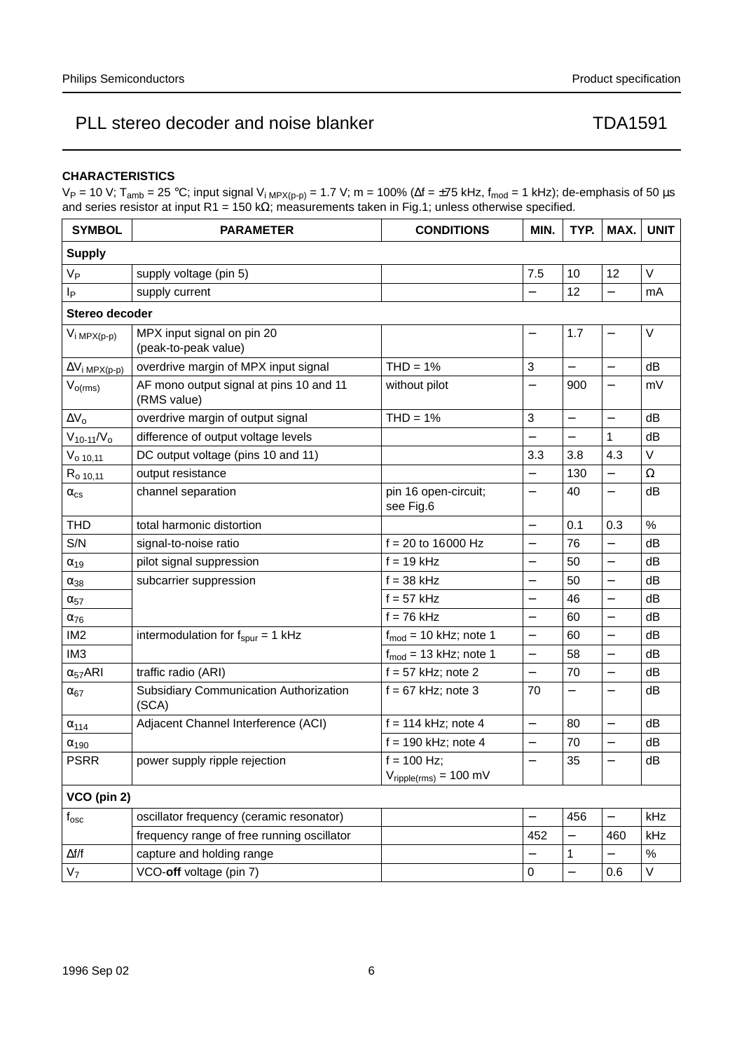## CHARACTERISTICS

$V_P$ = 10 V; $T_{amb}$ = 25 °C; input signal $V_{i\ MPX(p-p)}$ = 1.7 V; m = 100% (Δf = ±75 kHz, $f_{mod}$ = 1 kHz); de-emphasis of 50 µs and series resistor at input R1 = 150 kΩ; measurements taken in Fig.1; unless otherwise specified.

| SYMBOL | PARAMETER | CONDITIONS | MIN. | TYP. | MAX. | UNIT |
|---|---|---|---|---|---|---|
| **Supply** | | | | | | |
| $V_P$ | supply voltage (pin 5) | | 7.5 | 10 | 12 | V |
| $I_P$ | supply current | | – | 12 | – | mA |
| **Stereo decoder** | | | | | | |
| $V_{i\ MPX(p-p)}$ | MPX input signal on pin 20 (peak-to-peak value) | | – | 1.7 | – | V |
| $\Delta V_{i\ MPX(p-p)}$ | overdrive margin of MPX input signal | THD = 1% | 3 | – | – | dB |
| $V_{o(rms)}$ | AF mono output signal at pins 10 and 11 (RMS value) | without pilot | – | 900 | – | mV |
| $\Delta V_o$ | overdrive margin of output signal | THD = 1% | 3 | – | – | dB |
| $V_{10\text{-}11}/V_o$ | difference of output voltage levels | | – | – | 1 | dB |
| $V_{o\ 10,11}$ | DC output voltage (pins 10 and 11) | | 3.3 | 3.8 | 4.3 | V |
| $R_{o\ 10,11}$ | output resistance | | – | 130 | – | Ω |
| $\alpha_{cs}$ | channel separation | pin 16 open-circuit; see Fig.6 | – | 40 | – | dB |
| THD | total harmonic distortion | | – | 0.1 | 0.3 | % |
| S/N | signal-to-noise ratio | f = 20 to 16000 Hz | – | 76 | – | dB |
| $\alpha_{19}$ | pilot signal suppression | f = 19 kHz | – | 50 | – | dB |
| $\alpha_{38}$ | subcarrier suppression | f = 38 kHz | – | 50 | – | dB |
| $\alpha_{57}$ | | f = 57 kHz | – | 46 | – | dB |
| $\alpha_{76}$ | | f = 76 kHz | – | 60 | – | dB |
| IM2 | intermodulation for $f_{spur}$ = 1 kHz | $f_{mod}$ = 10 kHz; note 1 | – | 60 | – | dB |
| IM3 | | $f_{mod}$ = 13 kHz; note 1 | – | 58 | – | dB |
| $\alpha_{57}$ARI | traffic radio (ARI) | f = 57 kHz; note 2 | – | 70 | – | dB |
| $\alpha_{67}$ | Subsidiary Communication Authorization (SCA) | f = 67 kHz; note 3 | 70 | – | – | dB |
| $\alpha_{114}$ | Adjacent Channel Interference (ACI) | f = 114 kHz; note 4 | – | 80 | – | dB |
| $\alpha_{190}$ | | f = 190 kHz; note 4 | – | 70 | – | dB |
| PSRR | power supply ripple rejection | f = 100 Hz; $V_{ripple(rms)}$ = 100 mV | – | 35 | – | dB |
| **VCO (pin 2)** | | | | | | |
| $f_{osc}$ | oscillator frequency (ceramic resonator) | | – | 456 | – | kHz |
| | frequency range of free running oscillator | | 452 | – | 460 | kHz |
| Δf/f | capture and holding range | | – | 1 | – | % |
| $V_7$ | VCO-**off** voltage (pin 7) | | 0 | – | 0.6 | V |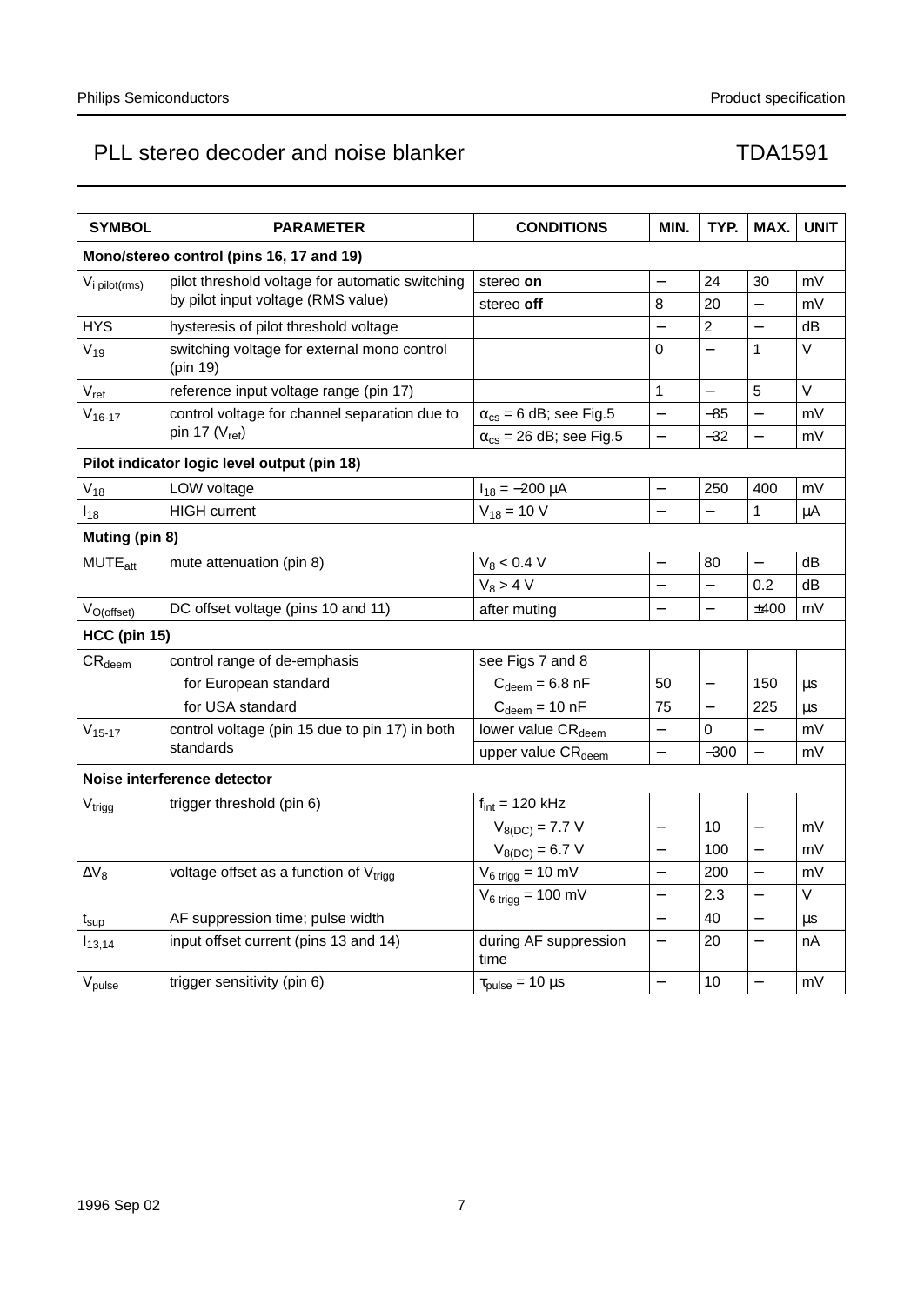| SYMBOL | PARAMETER | CONDITIONS | MIN. | TYP. | MAX. | UNIT |
|---|---|---|---|---|---|---|
| **Mono/stereo control (pins 16, 17 and 19)** | | | | | | |
| $V_{i\ pilot(rms)}$ | pilot threshold voltage for automatic switching by pilot input voltage (RMS value) | stereo **on** | – | 24 | 30 | mV |
| | | stereo **off** | 8 | 20 | – | mV |
| HYS | hysteresis of pilot threshold voltage | | – | 2 | – | dB |
| $V_{19}$ | switching voltage for external mono control (pin 19) | | 0 | – | 1 | V |
| $V_{ref}$ | reference input voltage range (pin 17) | | 1 | – | 5 | V |
| $V_{16\text{-}17}$ | control voltage for channel separation due to pin 17 ($V_{ref}$) | $\alpha_{cs}$ = 6 dB; see Fig.5 | – | −85 | – | mV |
| | | $\alpha_{cs}$ = 26 dB; see Fig.5 | – | −32 | – | mV |
| **Pilot indicator logic level output (pin 18)** | | | | | | |
| $V_{18}$ | LOW voltage | $I_{18}$ = −200 μA | – | 250 | 400 | mV |
| $I_{18}$ | HIGH current | $V_{18}$ = 10 V | – | – | 1 | μA |
| **Muting (pin 8)** | | | | | | |
| $MUTE_{att}$ | mute attenuation (pin 8) | $V_8$ < 0.4 V | – | 80 | – | dB |
| | | $V_8$ > 4 V | – | – | 0.2 | dB |
| $V_{O(offset)}$ | DC offset voltage (pins 10 and 11) | after muting | – | – | ±400 | mV |
| **HCC (pin 15)** | | | | | | |
| $CR_{deem}$ | control range of de-emphasis | see Figs 7 and 8 | | | | |
| | for European standard | $C_{deem}$ = 6.8 nF | 50 | – | 150 | μs |
| | for USA standard | $C_{deem}$ = 10 nF | 75 | – | 225 | μs |
| $V_{15\text{-}17}$ | control voltage (pin 15 due to pin 17) in both standards | lower value $CR_{deem}$ | – | 0 | – | mV |
| | | upper value $CR_{deem}$ | – | −300 | – | mV |
| **Noise interference detector** | | | | | | |
| $V_{trigg}$ | trigger threshold (pin 6) | $f_{int}$ = 120 kHz | | | | |
| | | $V_{8(DC)}$ = 7.7 V | – | 10 | – | mV |
| | | $V_{8(DC)}$ = 6.7 V | – | 100 | – | mV |
| $\Delta V_8$ | voltage offset as a function of $V_{trigg}$ | $V_{6\ trigg}$ = 10 mV | – | 200 | – | mV |
| | | $V_{6\ trigg}$ = 100 mV | – | 2.3 | – | V |
| $t_{sup}$ | AF suppression time; pulse width | | – | 40 | – | μs |
| $I_{13,14}$ | input offset current (pins 13 and 14) | during AF suppression time | – | 20 | – | nA |
| $V_{pulse}$ | trigger sensitivity (pin 6) | $\tau_{pulse}$ = 10 μs | – | 10 | – | mV |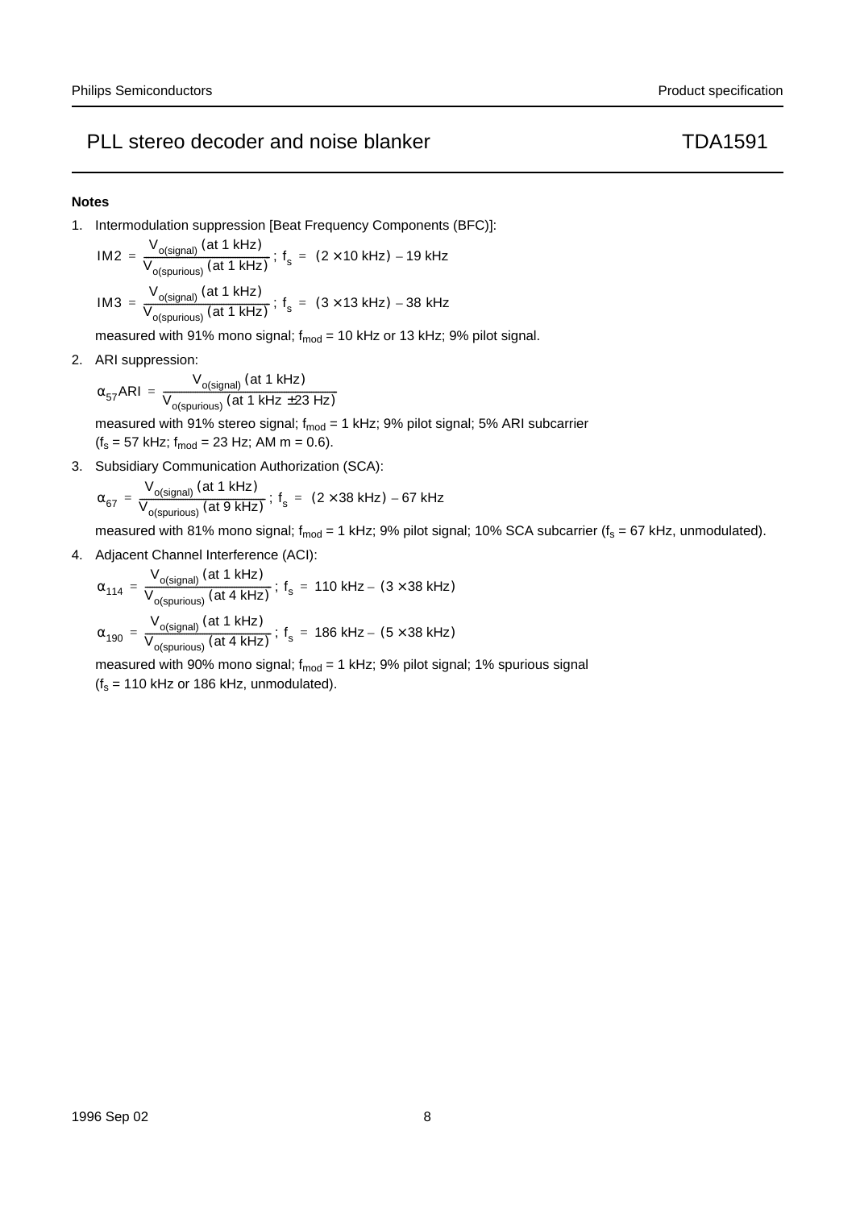#### Notes

1. Intermodulation suppression [Beat Frequency Components (BFC)]:

   $$IM2 = \frac{V_{o(signal)}\,(\text{at 1 kHz})}{V_{o(spurious)}\,(\text{at 1 kHz})};\ f_s = (2 \times 10\ \text{kHz}) - 19\ \text{kHz}$$

   $$IM3 = \frac{V_{o(signal)}\,(\text{at 1 kHz})}{V_{o(spurious)}\,(\text{at 1 kHz})};\ f_s = (3 \times 13\ \text{kHz}) - 38\ \text{kHz}$$

   measured with 91% mono signal; $f_{mod}$ = 10 kHz or 13 kHz; 9% pilot signal.

2. ARI suppression:

   $$\alpha_{57}ARI = \frac{V_{o(signal)}\,(\text{at 1 kHz})}{V_{o(spurious)}\,(\text{at 1 kHz} \pm 23\ \text{Hz})}$$

   measured with 91% stereo signal; $f_{mod}$ = 1 kHz; 9% pilot signal; 5% ARI subcarrier ($f_s$ = 57 kHz; $f_{mod}$ = 23 Hz; AM m = 0.6).

3. Subsidiary Communication Authorization (SCA):

   $$\alpha_{67} = \frac{V_{o(signal)}\,(\text{at 1 kHz})}{V_{o(spurious)}\,(\text{at 9 kHz})};\ f_s = (2 \times 38\ \text{kHz}) - 67\ \text{kHz}$$

   measured with 81% mono signal; $f_{mod}$ = 1 kHz; 9% pilot signal; 10% SCA subcarrier ($f_s$ = 67 kHz, unmodulated).

4. Adjacent Channel Interference (ACI):

   $$\alpha_{114} = \frac{V_{o(signal)}\,(\text{at 1 kHz})}{V_{o(spurious)}\,(\text{at 4 kHz})};\ f_s = 110\ \text{kHz} - (3 \times 38\ \text{kHz})$$

   $$\alpha_{190} = \frac{V_{o(signal)}\,(\text{at 1 kHz})}{V_{o(spurious)}\,(\text{at 4 kHz})};\ f_s = 186\ \text{kHz} - (5 \times 38\ \text{kHz})$$

   measured with 90% mono signal; $f_{mod}$ = 1 kHz; 9% pilot signal; 1% spurious signal ($f_s$ = 110 kHz or 186 kHz, unmodulated).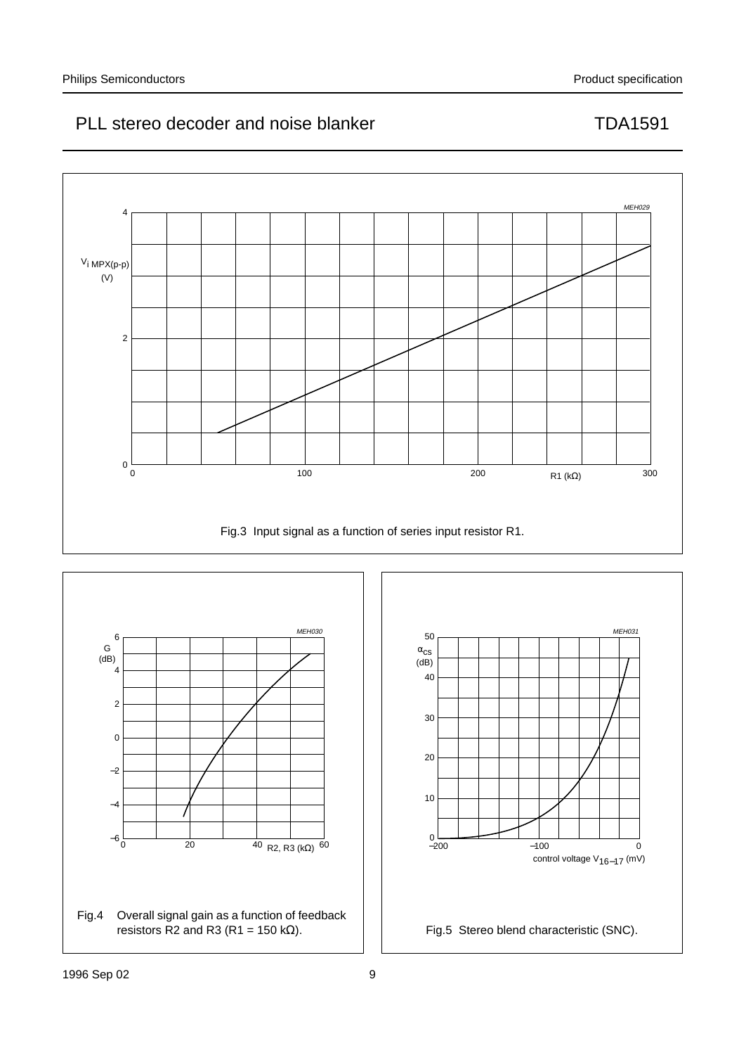Fig.3 Input signal as a function of series input resistor R1.

Fig.4 Overall signal gain as a function of feedback resistors R2 and R3 (R1 = 150 kΩ).

Fig.5 Stereo blend characteristic (SNC).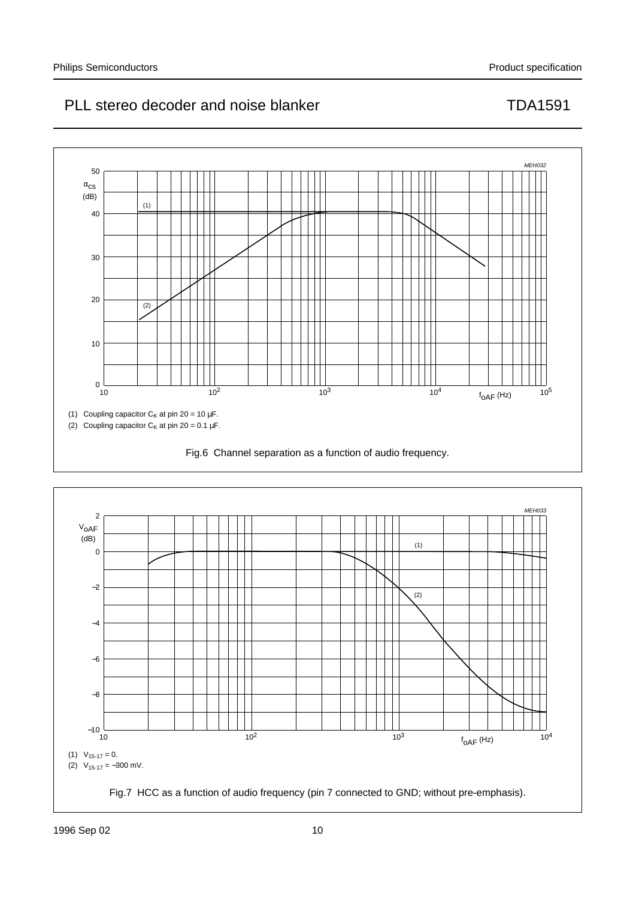(1) Coupling capacitor $C_K$ at pin 20 = 10 μF.

(2) Coupling capacitor $C_K$ at pin 20 = 0.1 μF.

Fig.6 Channel separation as a function of audio frequency.

(1) $V_{15-17}$ = 0.

(2) $V_{15-17}$ = −300 mV.

Fig.7 HCC as a function of audio frequency (pin 7 connected to GND; without pre-emphasis).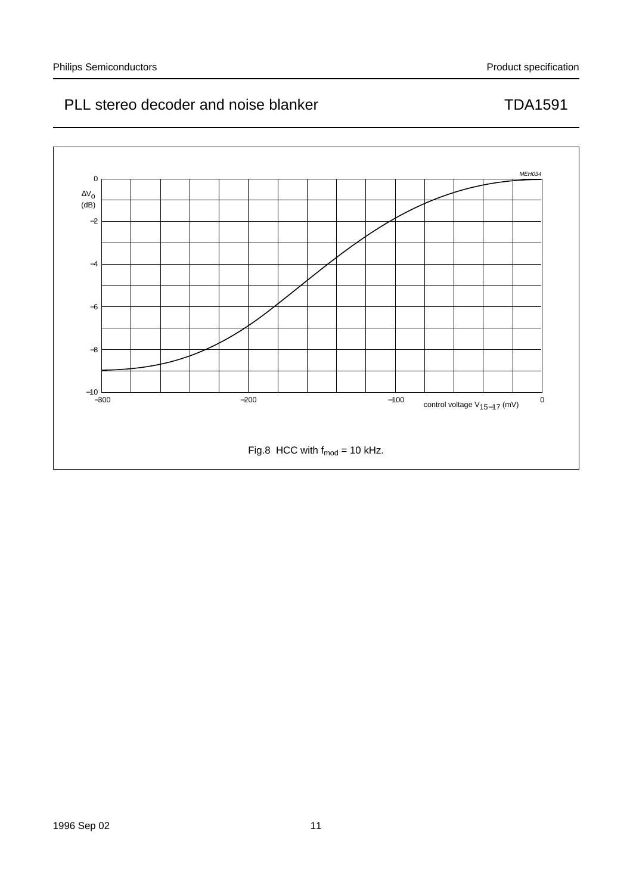Fig.8 HCC with $f_{mod}$ = 10 kHz.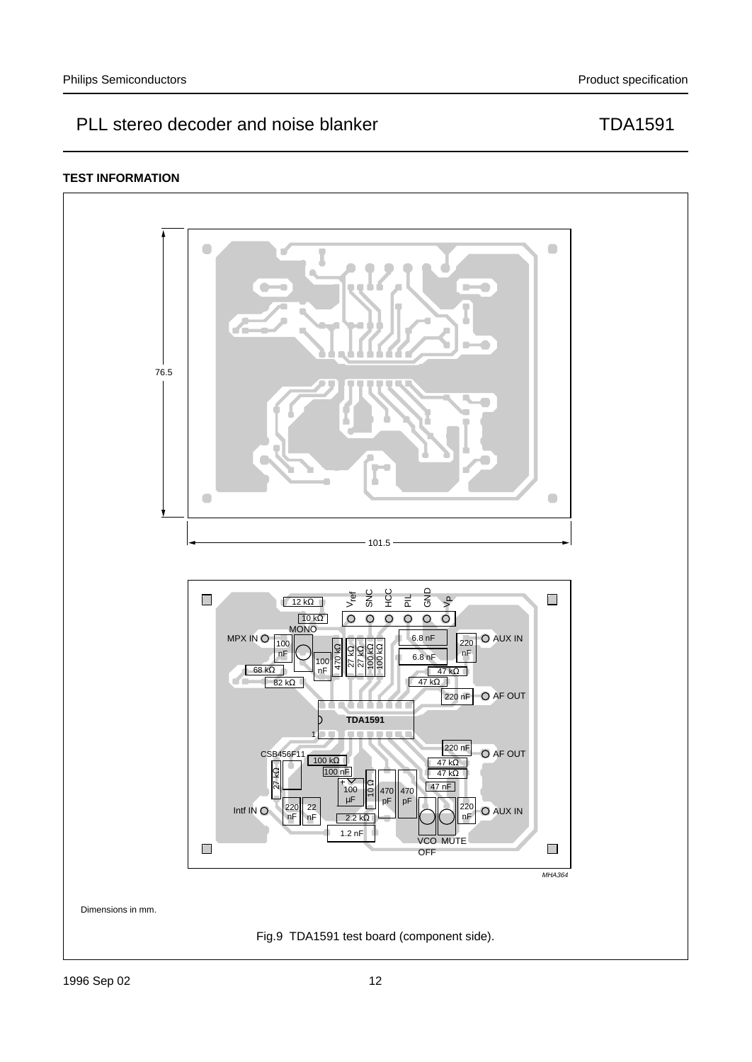## TEST INFORMATION

Dimensions in mm.

Fig.9 TDA1591 test board (component side).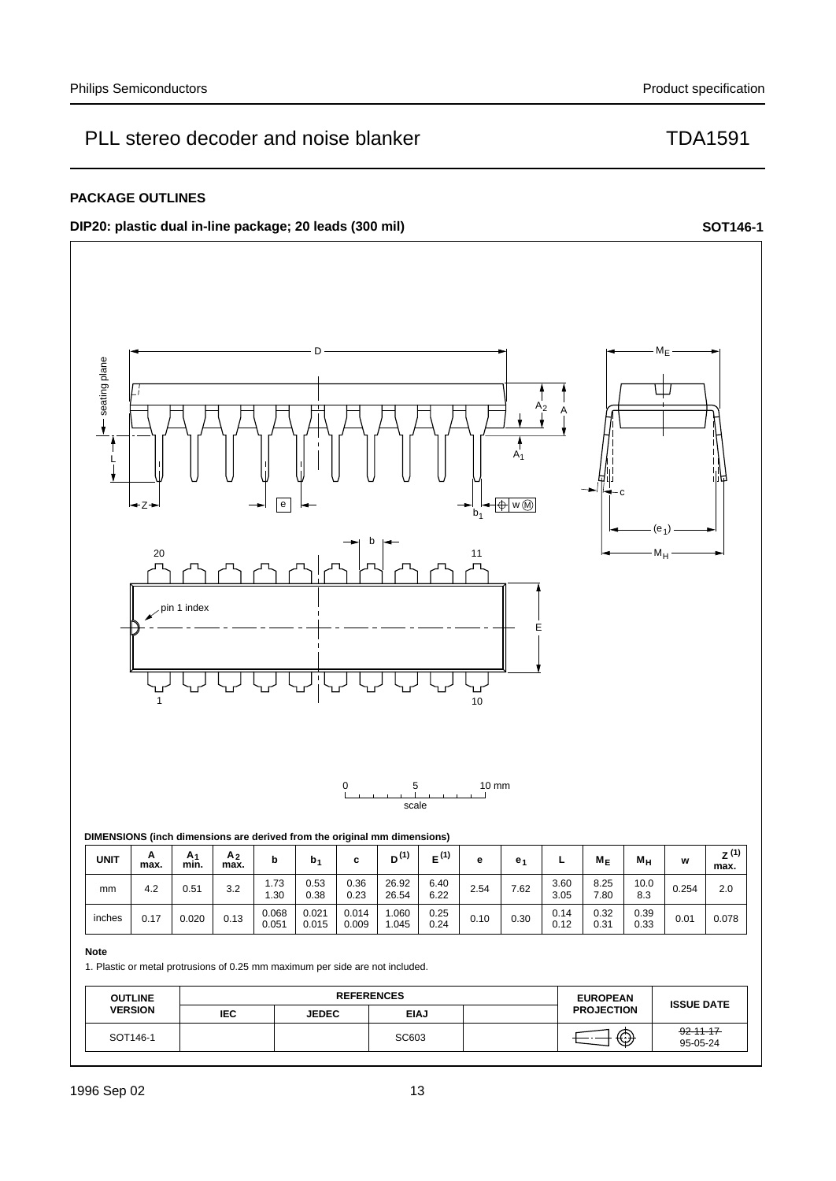## PACKAGE OUTLINES

**DIP20: plastic dual in-line package; 20 leads (300 mil)** **SOT146-1**

**DIMENSIONS (inch dimensions are derived from the original mm dimensions)**

| UNIT | A max. | $A_1$ min. | $A_2$ max. | b | $b_1$ | c | $D^{(1)}$ | $E^{(1)}$ | e | $e_1$ | L | $M_E$ | $M_H$ | w | $Z^{(1)}$ max. |
|---|---|---|---|---|---|---|---|---|---|---|---|---|---|---|---|
| mm | 4.2 | 0.51 | 3.2 | 1.73<br>1.30 | 0.53<br>0.38 | 0.36<br>0.23 | 26.92<br>26.54 | 6.40<br>6.22 | 2.54 | 7.62 | 3.60<br>3.05 | 8.25<br>7.80 | 10.0<br>8.3 | 0.254 | 2.0 |
| inches | 0.17 | 0.020 | 0.13 | 0.068<br>0.051 | 0.021<br>0.015 | 0.014<br>0.009 | 1.060<br>1.045 | 0.25<br>0.24 | 0.10 | 0.30 | 0.14<br>0.12 | 0.32<br>0.31 | 0.39<br>0.33 | 0.01 | 0.078 |

**Note**

1. Plastic or metal protrusions of 0.25 mm maximum per side are not included.

| OUTLINE VERSION | REFERENCES | | | | EUROPEAN PROJECTION | ISSUE DATE |
|---|---|---|---|---|---|---|
| | IEC | JEDEC | EIAJ | | | |
| SOT146-1 | | | SC603 | | | ~~92-11-17~~<br>95-05-24 |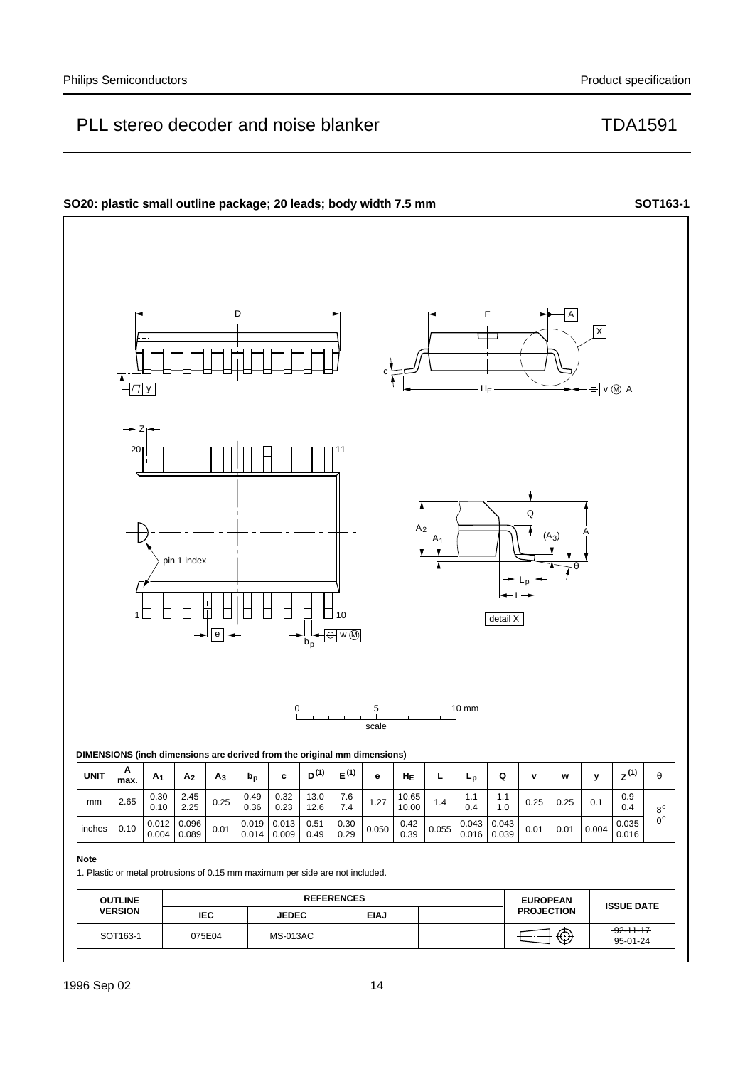## SO20: plastic small outline package; 20 leads; body width 7.5 mm

**SOT163-1**

**DIMENSIONS (inch dimensions are derived from the original mm dimensions)**

| UNIT | A max. | $A_1$ | $A_2$ | $A_3$ | $b_p$ | c | $D^{(1)}$ | $E^{(1)}$ | e | $H_E$ | L | $L_p$ | Q | v | w | y | $Z^{(1)}$ | θ |
|---|---|---|---|---|---|---|---|---|---|---|---|---|---|---|---|---|---|---|
| mm | 2.65 | 0.30<br>0.10 | 2.45<br>2.25 | 0.25 | 0.49<br>0.36 | 0.32<br>0.23 | 13.0<br>12.6 | 7.6<br>7.4 | 1.27 | 10.65<br>10.00 | 1.4 | 1.1<br>0.4 | 1.1<br>1.0 | 0.25 | 0.25 | 0.1 | 0.9<br>0.4 | 8°<br>0° |
| inches | 0.10 | 0.012<br>0.004 | 0.096<br>0.089 | 0.01 | 0.019<br>0.014 | 0.013<br>0.009 | 0.51<br>0.49 | 0.30<br>0.29 | 0.050 | 0.42<br>0.39 | 0.055 | 0.043<br>0.016 | 0.043<br>0.039 | 0.01 | 0.01 | 0.004 | 0.035<br>0.016 | |

**Note**

1. Plastic or metal protrusions of 0.15 mm maximum per side are not included.

| OUTLINE VERSION | REFERENCES | | | | EUROPEAN PROJECTION | ISSUE DATE |
|---|---|---|---|---|---|---|
| | IEC | JEDEC | EIAJ | | | |
| SOT163-1 | 075E04 | MS-013AC | | | | ~~92-11-17~~<br>95-01-24 |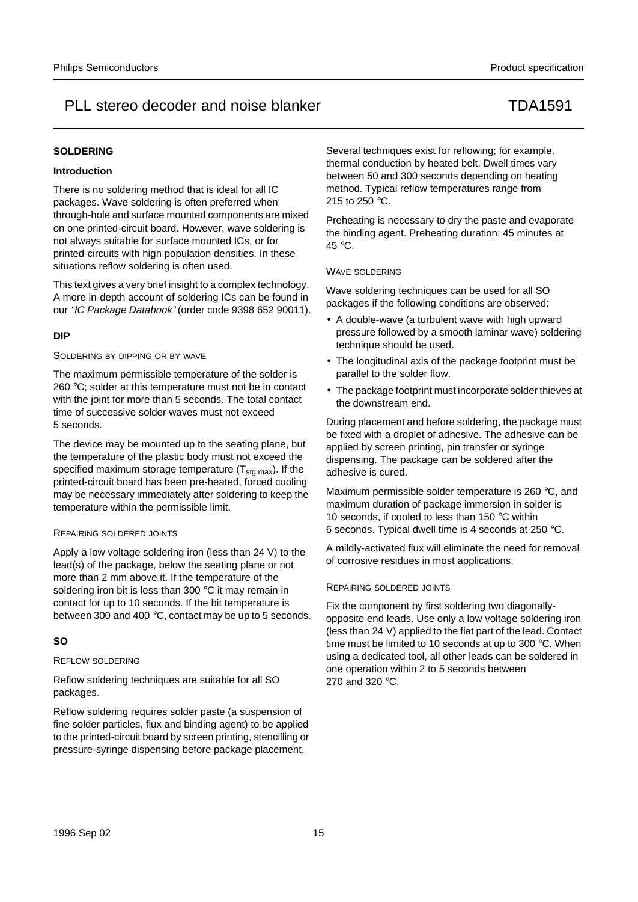## SOLDERING

### Introduction

There is no soldering method that is ideal for all IC packages. Wave soldering is often preferred when through-hole and surface mounted components are mixed on one printed-circuit board. However, wave soldering is not always suitable for surface mounted ICs, or for printed-circuits with high population densities. In these situations reflow soldering is often used.

This text gives a very brief insight to a complex technology. A more in-depth account of soldering ICs can be found in our *"IC Package Databook"* (order code 9398 652 90011).

### DIP

#### SOLDERING BY DIPPING OR BY WAVE

The maximum permissible temperature of the solder is 260 °C; solder at this temperature must not be in contact with the joint for more than 5 seconds. The total contact time of successive solder waves must not exceed 5 seconds.

The device may be mounted up to the seating plane, but the temperature of the plastic body must not exceed the specified maximum storage temperature ($T_{stg\ max}$). If the printed-circuit board has been pre-heated, forced cooling may be necessary immediately after soldering to keep the temperature within the permissible limit.

#### REPAIRING SOLDERED JOINTS

Apply a low voltage soldering iron (less than 24 V) to the lead(s) of the package, below the seating plane or not more than 2 mm above it. If the temperature of the soldering iron bit is less than 300 °C it may remain in contact for up to 10 seconds. If the bit temperature is between 300 and 400 °C, contact may be up to 5 seconds.

### SO

#### REFLOW SOLDERING

Reflow soldering techniques are suitable for all SO packages.

Reflow soldering requires solder paste (a suspension of fine solder particles, flux and binding agent) to be applied to the printed-circuit board by screen printing, stencilling or pressure-syringe dispensing before package placement.

Several techniques exist for reflowing; for example, thermal conduction by heated belt. Dwell times vary between 50 and 300 seconds depending on heating method. Typical reflow temperatures range from 215 to 250 °C.

Preheating is necessary to dry the paste and evaporate the binding agent. Preheating duration: 45 minutes at 45 °C.

#### WAVE SOLDERING

Wave soldering techniques can be used for all SO packages if the following conditions are observed:

- A double-wave (a turbulent wave with high upward pressure followed by a smooth laminar wave) soldering technique should be used.
- The longitudinal axis of the package footprint must be parallel to the solder flow.
- The package footprint must incorporate solder thieves at the downstream end.

During placement and before soldering, the package must be fixed with a droplet of adhesive. The adhesive can be applied by screen printing, pin transfer or syringe dispensing. The package can be soldered after the adhesive is cured.

Maximum permissible solder temperature is 260 °C, and maximum duration of package immersion in solder is 10 seconds, if cooled to less than 150 °C within 6 seconds. Typical dwell time is 4 seconds at 250 °C.

A mildly-activated flux will eliminate the need for removal of corrosive residues in most applications.

#### REPAIRING SOLDERED JOINTS

Fix the component by first soldering two diagonally-opposite end leads. Use only a low voltage soldering iron (less than 24 V) applied to the flat part of the lead. Contact time must be limited to 10 seconds at up to 300 °C. When using a dedicated tool, all other leads can be soldered in one operation within 2 to 5 seconds between 270 and 320 °C.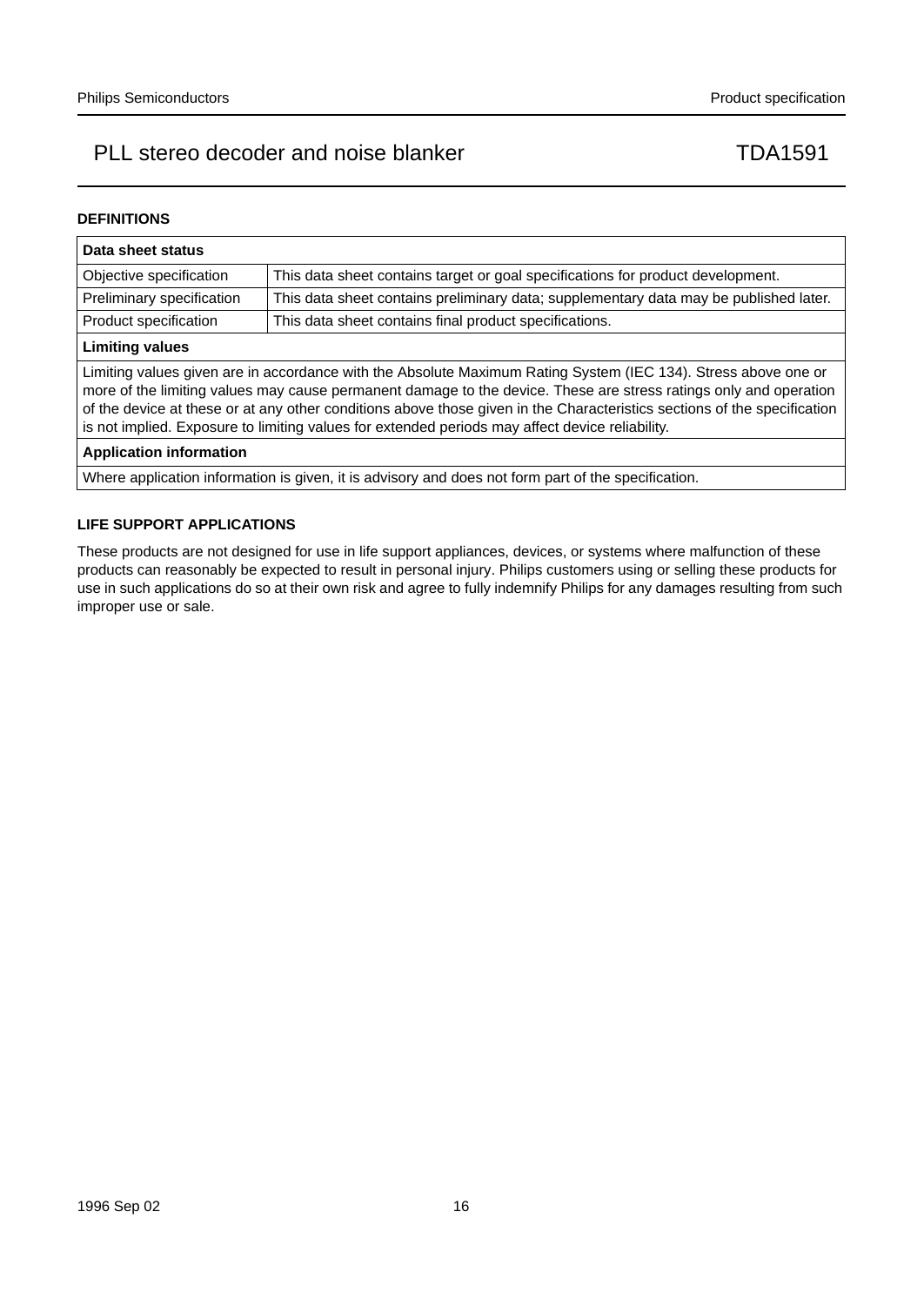## DEFINITIONS

| Data sheet status | |
|---|---|
| Objective specification | This data sheet contains target or goal specifications for product development. |
| Preliminary specification | This data sheet contains preliminary data; supplementary data may be published later. |
| Product specification | This data sheet contains final product specifications. |
| **Limiting values** | |
| Limiting values given are in accordance with the Absolute Maximum Rating System (IEC 134). Stress above one or more of the limiting values may cause permanent damage to the device. These are stress ratings only and operation of the device at these or at any other conditions above those given in the Characteristics sections of the specification is not implied. Exposure to limiting values for extended periods may affect device reliability. | |
| **Application information** | |
| Where application information is given, it is advisory and does not form part of the specification. | |

## LIFE SUPPORT APPLICATIONS

These products are not designed for use in life support appliances, devices, or systems where malfunction of these products can reasonably be expected to result in personal injury. Philips customers using or selling these products for use in such applications do so at their own risk and agree to fully indemnify Philips for any damages resulting from such improper use or sale.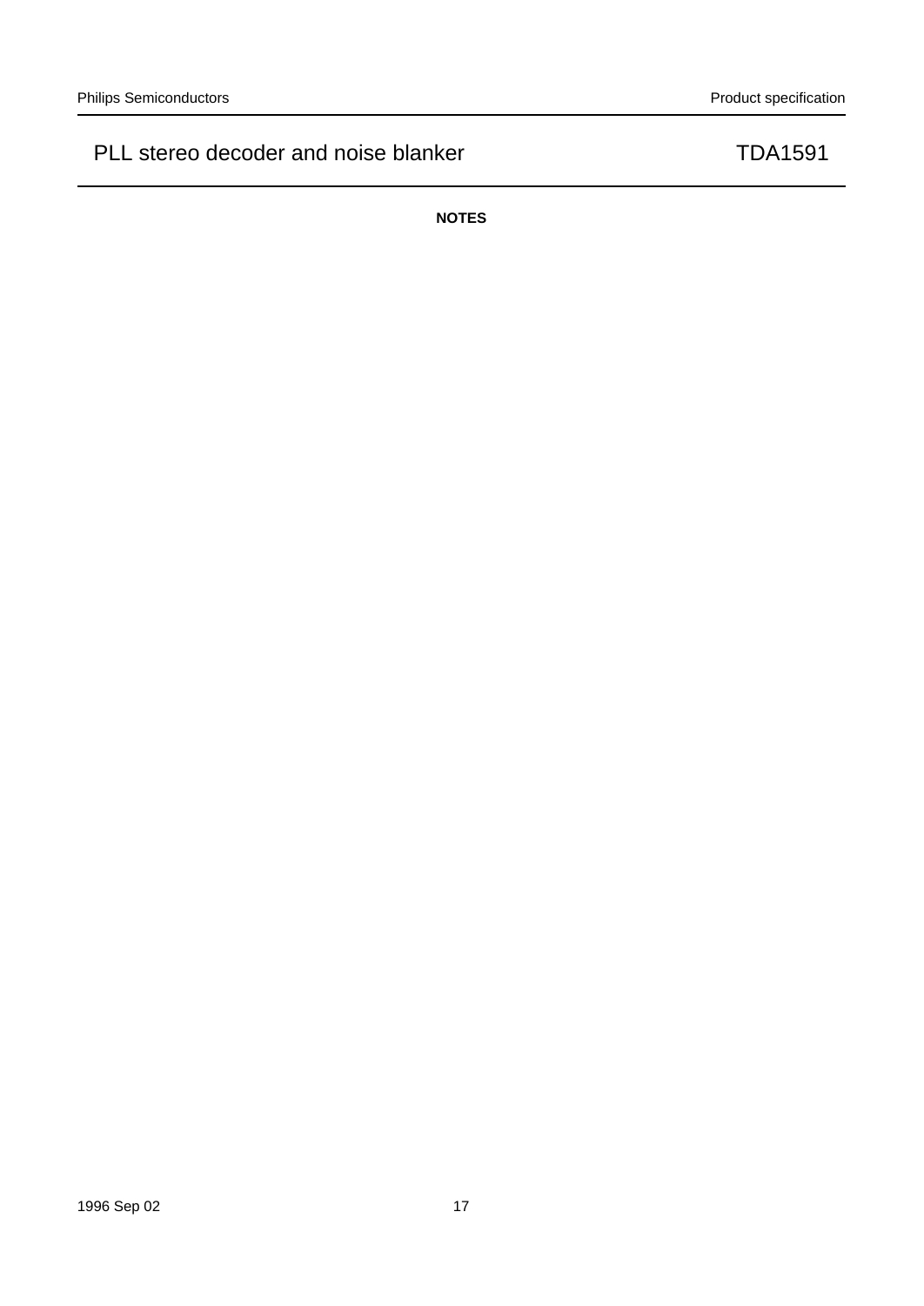**NOTES**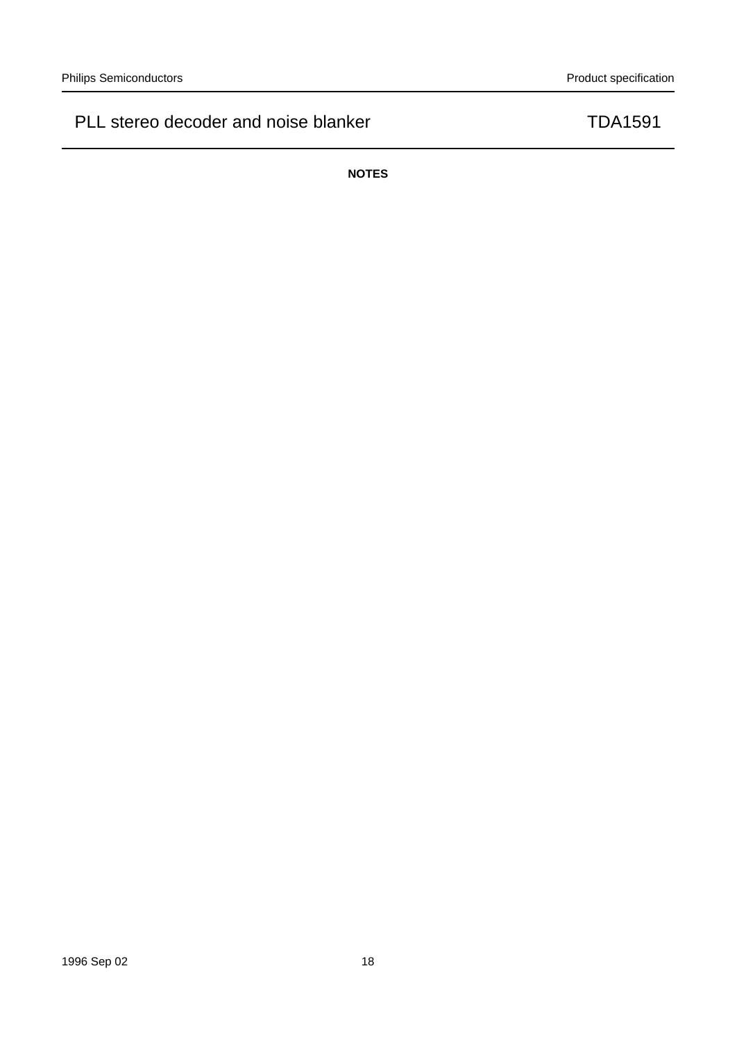**NOTES**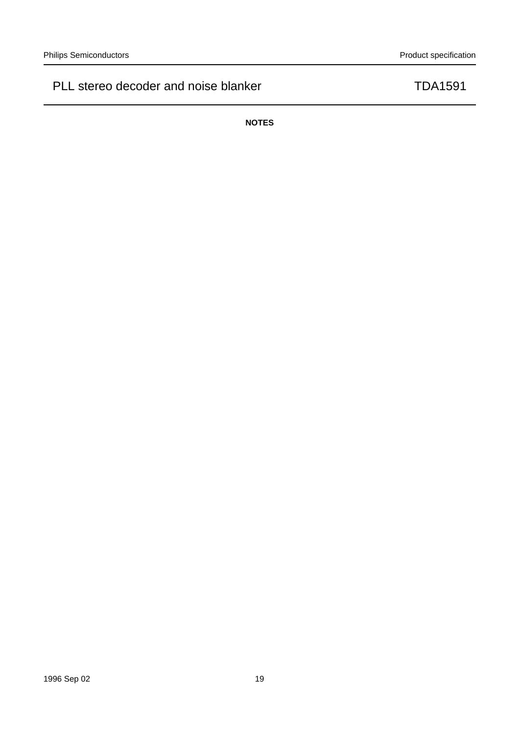**NOTES**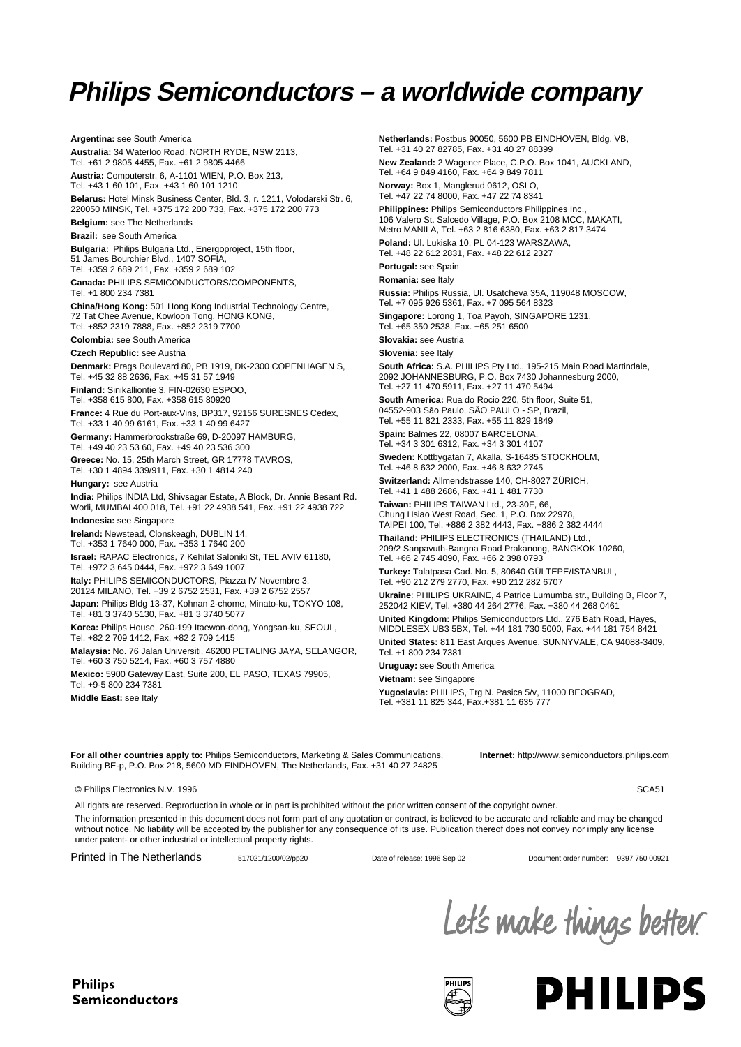# Philips Semiconductors – a worldwide company

**Argentina:** see South America

**Australia:** 34 Waterloo Road, NORTH RYDE, NSW 2113,
Tel. +61 2 9805 4455, Fax. +61 2 9805 4466

**Austria:** Computerstr. 6, A-1101 WIEN, P.O. Box 213,
Tel. +43 1 60 101, Fax. +43 1 60 101 1210

**Belarus:** Hotel Minsk Business Center, Bld. 3, r. 1211, Volodarski Str. 6,
220050 MINSK, Tel. +375 172 200 733, Fax. +375 172 200 773

**Belgium:** see The Netherlands

**Brazil:** see South America

**Bulgaria:** Philips Bulgaria Ltd., Energoproject, 15th floor,
51 James Bourchier Blvd., 1407 SOFIA,
Tel. +359 2 689 211, Fax. +359 2 689 102

**Canada:** PHILIPS SEMICONDUCTORS/COMPONENTS,
Tel. +1 800 234 7381

**China/Hong Kong:** 501 Hong Kong Industrial Technology Centre,
72 Tat Chee Avenue, Kowloon Tong, HONG KONG,
Tel. +852 2319 7888, Fax. +852 2319 7700

**Colombia:** see South America

**Czech Republic:** see Austria

**Denmark:** Prags Boulevard 80, PB 1919, DK-2300 COPENHAGEN S,
Tel. +45 32 88 2636, Fax. +45 31 57 1949

**Finland:** Sinikalliontie 3, FIN-02630 ESPOO,
Tel. +358 615 800, Fax. +358 615 80920

**France:** 4 Rue du Port-aux-Vins, BP317, 92156 SURESNES Cedex,
Tel. +33 1 40 99 6161, Fax. +33 1 40 99 6427

**Germany:** Hammerbrookstraße 69, D-20097 HAMBURG,
Tel. +49 40 23 53 60, Fax. +49 40 23 536 300

**Greece:** No. 15, 25th March Street, GR 17778 TAVROS,
Tel. +30 1 4894 339/911, Fax. +30 1 4814 240

**Hungary:** see Austria

**India:** Philips INDIA Ltd, Shivsagar Estate, A Block, Dr. Annie Besant Rd.
Worli, MUMBAI 400 018, Tel. +91 22 4938 541, Fax. +91 22 4938 722

**Indonesia:** see Singapore

**Ireland:** Newstead, Clonskeagh, DUBLIN 14,
Tel. +353 1 7640 000, Fax. +353 1 7640 200

**Israel:** RAPAC Electronics, 7 Kehilat Saloniki St, TEL AVIV 61180,
Tel. +972 3 645 0444, Fax. +972 3 649 1007

**Italy:** PHILIPS SEMICONDUCTORS, Piazza IV Novembre 3,
20124 MILANO, Tel. +39 2 6752 2531, Fax. +39 2 6752 2557

**Japan:** Philips Bldg 13-37, Kohnan 2-chome, Minato-ku, TOKYO 108,
Tel. +81 3 3740 5130, Fax. +81 3 3740 5077

**Korea:** Philips House, 260-199 Itaewon-dong, Yongsan-ku, SEOUL,
Tel. +82 2 709 1412, Fax. +82 2 709 1415

**Malaysia:** No. 76 Jalan Universiti, 46200 PETALING JAYA, SELANGOR,
Tel. +60 3 750 5214, Fax. +60 3 757 4880

**Mexico:** 5900 Gateway East, Suite 200, EL PASO, TEXAS 79905,
Tel. +9-5 800 234 7381

**Middle East:** see Italy

**Netherlands:** Postbus 90050, 5600 PB EINDHOVEN, Bldg. VB,
Tel. +31 40 27 82785, Fax. +31 40 27 88399

**New Zealand:** 2 Wagener Place, C.P.O. Box 1041, AUCKLAND,
Tel. +64 9 849 4160, Fax. +64 9 849 7811

**Norway:** Box 1, Manglerud 0612, OSLO,
Tel. +47 22 74 8000, Fax. +47 22 74 8341

**Philippines:** Philips Semiconductors Philippines Inc.,
106 Valero St. Salcedo Village, P.O. Box 2108 MCC, MAKATI,
Metro MANILA, Tel. +63 2 816 6380, Fax. +63 2 817 3474

**Poland:** Ul. Lukiska 10, PL 04-123 WARSZAWA,
Tel. +48 22 612 2831, Fax. +48 22 612 2327

**Portugal:** see Spain

**Romania:** see Italy

**Russia:** Philips Russia, Ul. Usatcheva 35A, 119048 MOSCOW,
Tel. +7 095 926 5361, Fax. +7 095 564 8323

**Singapore:** Lorong 1, Toa Payoh, SINGAPORE 1231,
Tel. +65 350 2538, Fax. +65 251 6500

**Slovakia:** see Austria

**Slovenia:** see Italy

**South Africa:** S.A. PHILIPS Pty Ltd., 195-215 Main Road Martindale,
2092 JOHANNESBURG, P.O. Box 7430 Johannesburg 2000,
Tel. +27 11 470 5911, Fax. +27 11 470 5494

**South America:** Rua do Rocio 220, 5th floor, Suite 51,
04552-903 São Paulo, SÃO PAULO - SP, Brazil,
Tel. +55 11 821 2333, Fax. +55 11 829 1849

**Spain:** Balmes 22, 08007 BARCELONA,
Tel. +34 3 301 6312, Fax. +34 3 301 4107

**Sweden:** Kottbygatan 7, Akalla, S-16485 STOCKHOLM,
Tel. +46 8 632 2000, Fax. +46 8 632 2745

**Switzerland:** Allmendstrasse 140, CH-8027 ZÜRICH,
Tel. +41 1 488 2686, Fax. +41 1 481 7730

**Taiwan:** PHILIPS TAIWAN Ltd., 23-30F, 66,
Chung Hsiao West Road, Sec. 1, P.O. Box 22978,
TAIPEI 100, Tel. +886 2 382 4443, Fax. +886 2 382 4444

**Thailand:** PHILIPS ELECTRONICS (THAILAND) Ltd.,
209/2 Sanpavuth-Bangna Road Prakanong, BANGKOK 10260,
Tel. +66 2 745 4090, Fax. +66 2 398 0793

**Turkey:** Talatpasa Cad. No. 5, 80640 GÜLTEPE/ISTANBUL,
Tel. +90 212 279 2770, Fax. +90 212 282 6707

**Ukraine**: PHILIPS UKRAINE, 4 Patrice Lumumba str., Building B, Floor 7,
252042 KIEV, Tel. +380 44 264 2776, Fax. +380 44 268 0461

**United Kingdom:** Philips Semiconductors Ltd., 276 Bath Road, Hayes,
MIDDLESEX UB3 5BX, Tel. +44 181 730 5000, Fax. +44 181 754 8421

**United States:** 811 East Arques Avenue, SUNNYVALE, CA 94088-3409,
Tel. +1 800 234 7381

**Uruguay:** see South America

**Vietnam:** see Singapore

**Yugoslavia:** PHILIPS, Trg N. Pasica 5/v, 11000 BEOGRAD,
Tel. +381 11 825 344, Fax.+381 11 635 777

**For all other countries apply to:** Philips Semiconductors, Marketing & Sales Communications,
Building BE-p, P.O. Box 218, 5600 MD EINDHOVEN, The Netherlands, Fax. +31 40 27 24825

**Internet:** http://www.semiconductors.philips.com

© Philips Electronics N.V. 1996

SCA51

All rights are reserved. Reproduction in whole or in part is prohibited without the prior written consent of the copyright owner.

The information presented in this document does not form part of any quotation or contract, is believed to be accurate and reliable and may be changed without notice. No liability will be accepted by the publisher for any consequence of its use. Publication thereof does not convey nor imply any license under patent- or other industrial or intellectual property rights.

Printed in The Netherlands 517021/1200/02/pp20 Date of release: 1996 Sep 02 Document order number: 9397 750 00921

Let's make things better.

**Philips Semiconductors**

**PHILIPS**